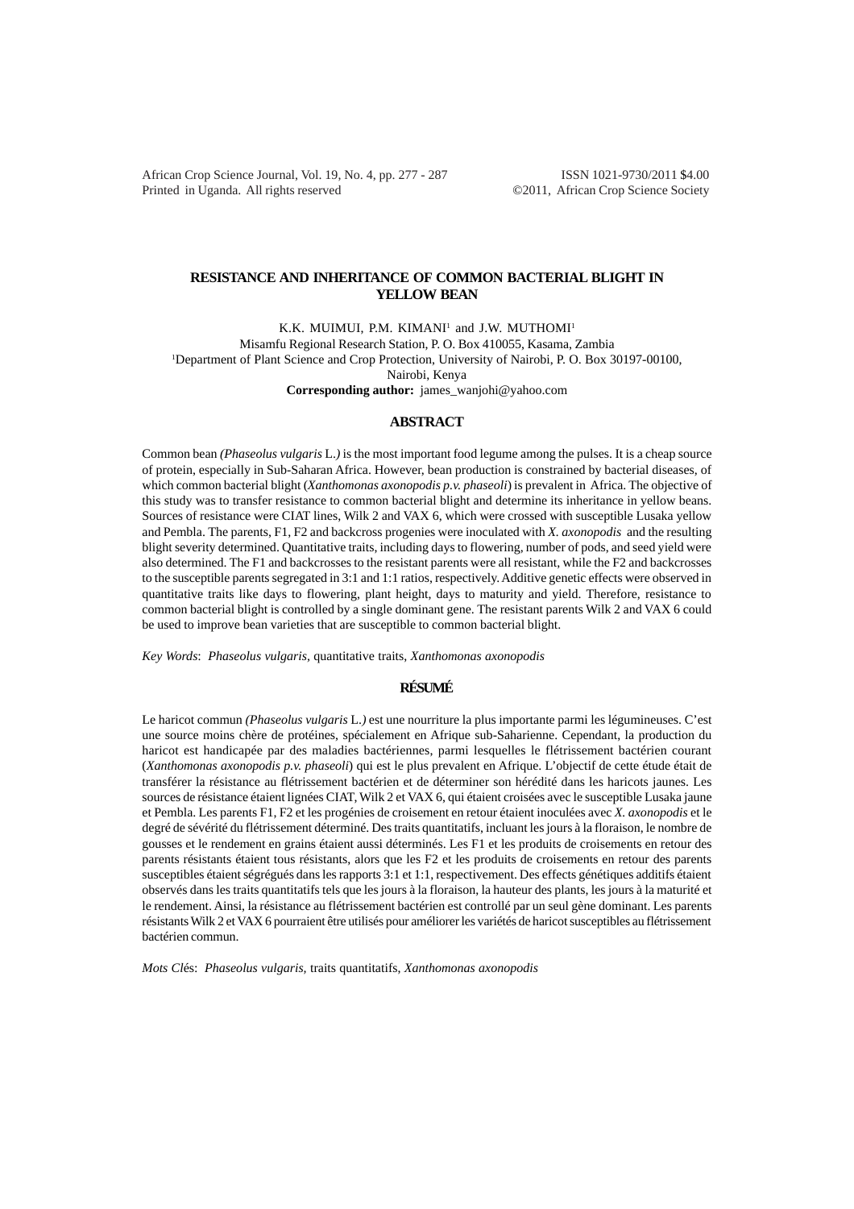# RESISTANCE AND INHERITANCE OF COMMON BACTERIAL BLIGHT IN YELLOW BEAN

K.K. MUIMUI, P.M. KIMANI[1] and J.W. MUTHOMI[1]

Misamfu Regional Research Station, P. O. Box 410055, Kasama, Zambia

[1]Department of Plant Science and Crop Protection, University of Nairobi, P. O. Box 30197-00100, Nairobi, Kenya

**Corresponding author:** james_wanjohi@yahoo.com

## ABSTRACT

Common bean *(Phaseolus vulgaris* L.*)* is the most important food legume among the pulses. It is a cheap source of protein, especially in Sub-Saharan Africa. However, bean production is constrained by bacterial diseases, of which common bacterial blight (*Xanthomonas axonopodis p.v. phaseoli*) is prevalent in Africa. The objective of this study was to transfer resistance to common bacterial blight and determine its inheritance in yellow beans. Sources of resistance were CIAT lines, Wilk 2 and VAX 6, which were crossed with susceptible Lusaka yellow and Pembla. The parents, F1, F2 and backcross progenies were inoculated with *X. axonopodis* and the resulting blight severity determined. Quantitative traits, including days to flowering, number of pods, and seed yield were also determined. The F1 and backcrosses to the resistant parents were all resistant, while the F2 and backcrosses to the susceptible parents segregated in 3:1 and 1:1 ratios, respectively. Additive genetic effects were observed in quantitative traits like days to flowering, plant height, days to maturity and yield. Therefore, resistance to common bacterial blight is controlled by a single dominant gene. The resistant parents Wilk 2 and VAX 6 could be used to improve bean varieties that are susceptible to common bacterial blight.

*Key Words*: *Phaseolus vulgaris*, quantitative traits, *Xanthomonas axonopodis*

## RÉSUMÉ

Le haricot commun *(Phaseolus vulgaris* L.*)* est une nourriture la plus importante parmi les légumineuses. C'est une source moins chère de protéines, spécialement en Afrique sub-Saharienne. Cependant, la production du haricot est handicapée par des maladies bactériennes, parmi lesquelles le flétrissement bactérien courant (*Xanthomonas axonopodis p.v. phaseoli*) qui est le plus prevalent en Afrique. L'objectif de cette étude était de transférer la résistance au flétrissement bactérien et de déterminer son hérédité dans les haricots jaunes. Les sources de résistance étaient lignées CIAT, Wilk 2 et VAX 6, qui étaient croisées avec le susceptible Lusaka jaune et Pembla. Les parents F1, F2 et les progénies de croisement en retour étaient inoculées avec *X. axonopodis* et le degré de sévérité du flétrissement déterminé. Des traits quantitatifs, incluant les jours à la floraison, le nombre de gousses et le rendement en grains étaient aussi déterminés. Les F1 et les produits de croisements en retour des parents résistants étaient tous résistants, alors que les F2 et les produits de croisements en retour des parents susceptibles étaient ségrégués dans les rapports 3:1 et 1:1, respectivement. Des effects génétiques additifs étaient observés dans les traits quantitatifs tels que les jours à la floraison, la hauteur des plants, les jours à la maturité et le rendement. Ainsi, la résistance au flétrissement bactérien est controllé par un seul gène dominant. Les parents résistants Wilk 2 et VAX 6 pourraient être utilisés pour améliorer les variétés de haricot susceptibles au flétrissement bactérien commun.

*Mots Clés*: *Phaseolus vulgaris*, traits quantitatifs, *Xanthomonas axonopodis*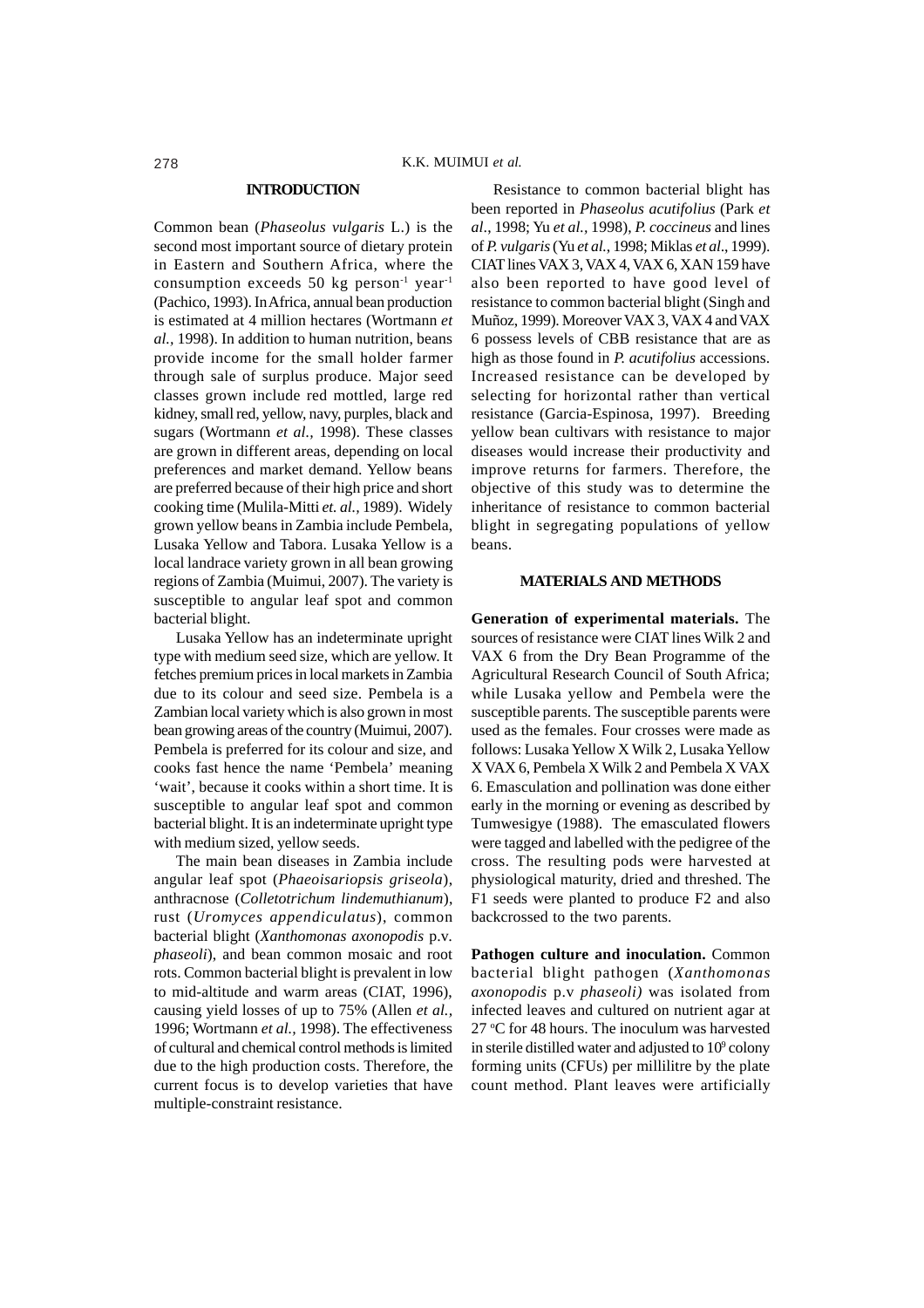## INTRODUCTION

Common bean (*Phaseolus vulgaris* L.) is the second most important source of dietary protein in Eastern and Southern Africa, where the consumption exceeds 50 kg person$^{-1}$ year$^{-1}$ (Pachico, 1993). In Africa, annual bean production is estimated at 4 million hectares (Wortmann *et al.,* 1998). In addition to human nutrition, beans provide income for the small holder farmer through sale of surplus produce. Major seed classes grown include red mottled, large red kidney, small red, yellow, navy, purples, black and sugars (Wortmann *et al.,* 1998). These classes are grown in different areas, depending on local preferences and market demand. Yellow beans are preferred because of their high price and short cooking time (Mulila-Mitti *et. al.,* 1989). Widely grown yellow beans in Zambia include Pembela, Lusaka Yellow and Tabora. Lusaka Yellow is a local landrace variety grown in all bean growing regions of Zambia (Muimui, 2007). The variety is susceptible to angular leaf spot and common bacterial blight.

Lusaka Yellow has an indeterminate upright type with medium seed size, which are yellow. It fetches premium prices in local markets in Zambia due to its colour and seed size. Pembela is a Zambian local variety which is also grown in most bean growing areas of the country (Muimui, 2007). Pembela is preferred for its colour and size, and cooks fast hence the name 'Pembela' meaning 'wait', because it cooks within a short time. It is susceptible to angular leaf spot and common bacterial blight. It is an indeterminate upright type with medium sized, yellow seeds.

The main bean diseases in Zambia include angular leaf spot (*Phaeoisariopsis griseola*), anthracnose (*Colletotrichum lindemuthianum*), rust (*Uromyces appendiculatus*), common bacterial blight (*Xanthomonas axonopodis* p.v. *phaseoli*), and bean common mosaic and root rots. Common bacterial blight is prevalent in low to mid-altitude and warm areas (CIAT, 1996), causing yield losses of up to 75% (Allen *et al.,* 1996; Wortmann *et al.,* 1998). The effectiveness of cultural and chemical control methods is limited due to the high production costs. Therefore, the current focus is to develop varieties that have multiple-constraint resistance.

Resistance to common bacterial blight has been reported in *Phaseolus acutifolius* (Park *et al*., 1998; Yu *et al.,* 1998), *P. coccineus* and lines of *P. vulgaris* (Yu *et al.,* 1998; Miklas *et al*., 1999). CIAT lines VAX 3, VAX 4, VAX 6, XAN 159 have also been reported to have good level of resistance to common bacterial blight (Singh and Muñoz, 1999). Moreover VAX 3, VAX 4 and VAX 6 possess levels of CBB resistance that are as high as those found in *P. acutifolius* accessions. Increased resistance can be developed by selecting for horizontal rather than vertical resistance (Garcia-Espinosa, 1997). Breeding yellow bean cultivars with resistance to major diseases would increase their productivity and improve returns for farmers. Therefore, the objective of this study was to determine the inheritance of resistance to common bacterial blight in segregating populations of yellow beans.

## MATERIALS AND METHODS

**Generation of experimental materials.** The sources of resistance were CIAT lines Wilk 2 and VAX 6 from the Dry Bean Programme of the Agricultural Research Council of South Africa; while Lusaka yellow and Pembela were the susceptible parents. The susceptible parents were used as the females. Four crosses were made as follows: Lusaka Yellow X Wilk 2, Lusaka Yellow X VAX 6, Pembela X Wilk 2 and Pembela X VAX 6. Emasculation and pollination was done either early in the morning or evening as described by Tumwesigye (1988). The emasculated flowers were tagged and labelled with the pedigree of the cross. The resulting pods were harvested at physiological maturity, dried and threshed. The F1 seeds were planted to produce F2 and also backcrossed to the two parents.

**Pathogen culture and inoculation.** Common bacterial blight pathogen (*Xanthomonas axonopodis* p.v *phaseoli)* was isolated from infected leaves and cultured on nutrient agar at 27 $^{o}$C for 48 hours. The inoculum was harvested in sterile distilled water and adjusted to $10^{9}$ colony forming units (CFUs) per millilitre by the plate count method. Plant leaves were artificially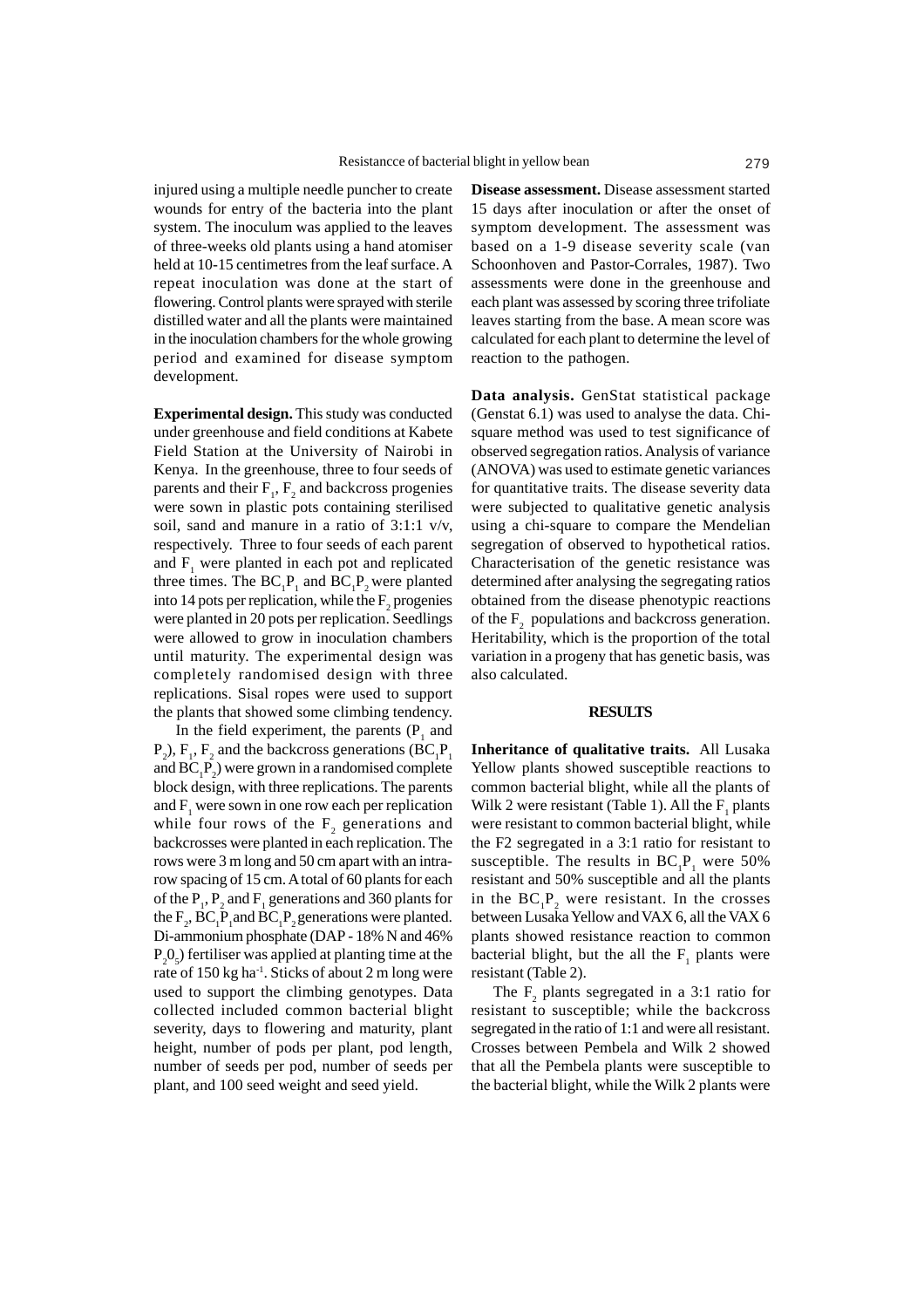injured using a multiple needle puncher to create wounds for entry of the bacteria into the plant system. The inoculum was applied to the leaves of three-weeks old plants using a hand atomiser held at 10-15 centimetres from the leaf surface. A repeat inoculation was done at the start of flowering. Control plants were sprayed with sterile distilled water and all the plants were maintained in the inoculation chambers for the whole growing period and examined for disease symptom development.

**Experimental design.** This study was conducted under greenhouse and field conditions at Kabete Field Station at the University of Nairobi in Kenya. In the greenhouse, three to four seeds of parents and their $F_1$, $F_2$ and backcross progenies were sown in plastic pots containing sterilised soil, sand and manure in a ratio of 3:1:1 v/v, respectively. Three to four seeds of each parent and $F_1$ were planted in each pot and replicated three times. The $BC_1P_1$ and $BC_1P_2$ were planted into 14 pots per replication, while the $F_2$ progenies were planted in 20 pots per replication. Seedlings were allowed to grow in inoculation chambers until maturity. The experimental design was completely randomised design with three replications. Sisal ropes were used to support the plants that showed some climbing tendency.

In the field experiment, the parents ($P_1$ and $P_2$), $F_1$, $F_2$ and the backcross generations ($BC_1P_1$ and $BC_1P_2$) were grown in a randomised complete block design, with three replications. The parents and $F_1$ were sown in one row each per replication while four rows of the $F_2$ generations and backcrosses were planted in each replication. The rows were 3 m long and 50 cm apart with an intra-row spacing of 15 cm. A total of 60 plants for each of the $P_1$, $P_2$ and $F_1$ generations and 360 plants for the $F_2$, $BC_1P_1$ and $BC_1P_2$ generations were planted. Di-ammonium phosphate (DAP - 18% N and 46% $P_2O_5$) fertiliser was applied at planting time at the rate of 150 kg ha$^{-1}$. Sticks of about 2 m long were used to support the climbing genotypes. Data collected included common bacterial blight severity, days to flowering and maturity, plant height, number of pods per plant, pod length, number of seeds per pod, number of seeds per plant, and 100 seed weight and seed yield.

**Disease assessment.** Disease assessment started 15 days after inoculation or after the onset of symptom development. The assessment was based on a 1-9 disease severity scale (van Schoonhoven and Pastor-Corrales, 1987). Two assessments were done in the greenhouse and each plant was assessed by scoring three trifoliate leaves starting from the base. A mean score was calculated for each plant to determine the level of reaction to the pathogen.

**Data analysis.** GenStat statistical package (Genstat 6.1) was used to analyse the data. Chi-square method was used to test significance of observed segregation ratios. Analysis of variance (ANOVA) was used to estimate genetic variances for quantitative traits. The disease severity data were subjected to qualitative genetic analysis using a chi-square to compare the Mendelian segregation of observed to hypothetical ratios. Characterisation of the genetic resistance was determined after analysing the segregating ratios obtained from the disease phenotypic reactions of the $F_2$ populations and backcross generation. Heritability, which is the proportion of the total variation in a progeny that has genetic basis, was also calculated.

## RESULTS

**Inheritance of qualitative traits.** All Lusaka Yellow plants showed susceptible reactions to common bacterial blight, while all the plants of Wilk 2 were resistant (Table 1). All the $F_1$ plants were resistant to common bacterial blight, while the F2 segregated in a 3:1 ratio for resistant to susceptible. The results in $BC_1P_1$ were 50% resistant and 50% susceptible and all the plants in the $BC_1P_2$ were resistant. In the crosses between Lusaka Yellow and VAX 6, all the VAX 6 plants showed resistance reaction to common bacterial blight, but the all the $F_1$ plants were resistant (Table 2).

The $F_2$ plants segregated in a 3:1 ratio for resistant to susceptible; while the backcross segregated in the ratio of 1:1 and were all resistant. Crosses between Pembela and Wilk 2 showed that all the Pembela plants were susceptible to the bacterial blight, while the Wilk 2 plants were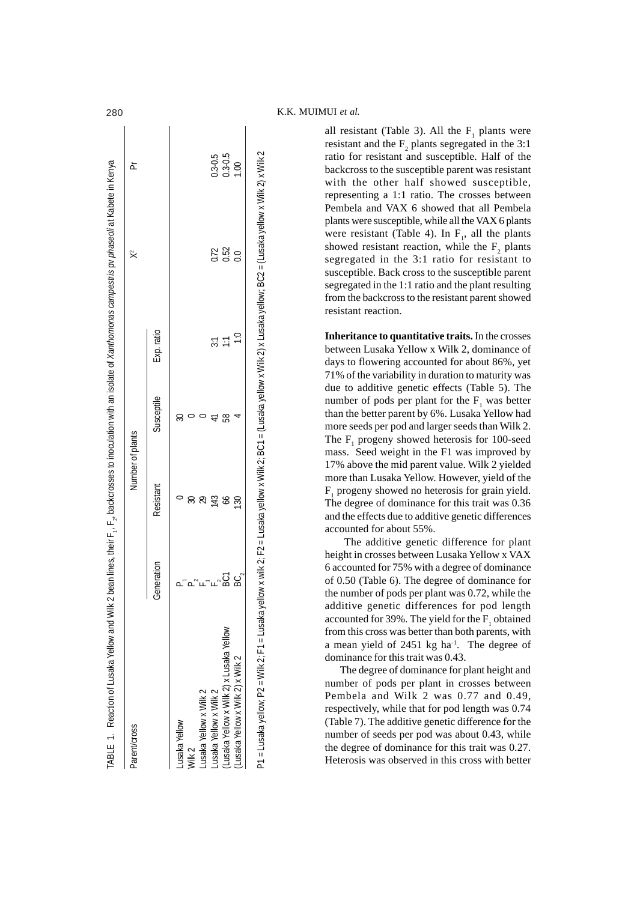TABLE 1. Reaction of Lusaka Yellow and Wilk 2 bean lines, their $F_1$, $F_2$, backcrosses to inoculation with an isolate of *Xanthomonas campestris pv phaseoli* at Kabete in Kenya

| Parent/cross | Generation | Number of plants | | | $X^2$ | Pr |
|---|---|---|---|---|---|---|
| | | Resistant | Susceptile | Exp. ratio | | |
| Lusaka Yellow | $P_1$ | 0 | 30 | | | |
| Wilk 2 | $P_2$ | 30 | 0 | | | |
| Lusaka Yellow x Wilk 2 | $F_1$ | 29 | 0 | | | |
| Lusaka Yellow x Wilk 2 | $F_2$ | 143 | 41 | 3:1 | 0.72 | 0.3-0.5 |
| (Lusaka Yellow x Wilk 2) x Lusaka Yellow | BC1 | 66 | 58 | 1:1 | 0.52 | 0.3-0.5 |
| (Lusaka Yellow x Wilk 2) x Wilk 2 | $BC_2$ | 130 | 4 | 1:0 | 0.0 | 1.00 |

P1 = Lusaka yellow; P2 = Wilk 2; F1 = Lusaka yellow x wilk 2; F2 = Lusaka yellow x Wilk 2; BC1 = (Lusaka yellow x Wilk 2) x Lusaka yellow; BC2 = (Lusaka yellow x Wilk 2) x Wilk 2

all resistant (Table 3). All the $F_1$ plants were resistant and the $F_2$ plants segregated in the 3:1 ratio for resistant and susceptible. Half of the backcross to the susceptible parent was resistant with the other half showed susceptible, representing a 1:1 ratio. The crosses between Pembela and VAX 6 showed that all Pembela plants were susceptible, while all the VAX 6 plants were resistant (Table 4). In $F_1$, all the plants showed resistant reaction, while the $F_2$ plants segregated in the 3:1 ratio for resistant to susceptible. Back cross to the susceptible parent segregated in the 1:1 ratio and the plant resulting from the backcross to the resistant parent showed resistant reaction.

**Inheritance to quantitative traits.** In the crosses between Lusaka Yellow x Wilk 2, dominance of days to flowering accounted for about 86%, yet 71% of the variability in duration to maturity was due to additive genetic effects (Table 5). The number of pods per plant for the $F_1$ was better than the better parent by 6%. Lusaka Yellow had more seeds per pod and larger seeds than Wilk 2. The $F_1$ progeny showed heterosis for 100-seed mass. Seed weight in the F1 was improved by 17% above the mid parent value. Wilk 2 yielded more than Lusaka Yellow. However, yield of the $F_1$ progeny showed no heterosis for grain yield. The degree of dominance for this trait was 0.36 and the effects due to additive genetic differences accounted for about 55%.

The additive genetic difference for plant height in crosses between Lusaka Yellow x VAX 6 accounted for 75% with a degree of dominance of 0.50 (Table 6). The degree of dominance for the number of pods per plant was 0.72, while the additive genetic differences for pod length accounted for 39%. The yield for the $F_1$ obtained from this cross was better than both parents, with a mean yield of 2451 kg ha$^{-1}$. The degree of dominance for this trait was 0.43.

The degree of dominance for plant height and number of pods per plant in crosses between Pembela and Wilk 2 was 0.77 and 0.49, respectively, while that for pod length was 0.74 (Table 7). The additive genetic difference for the number of seeds per pod was about 0.43, while the degree of dominance for this trait was 0.27. Heterosis was observed in this cross with better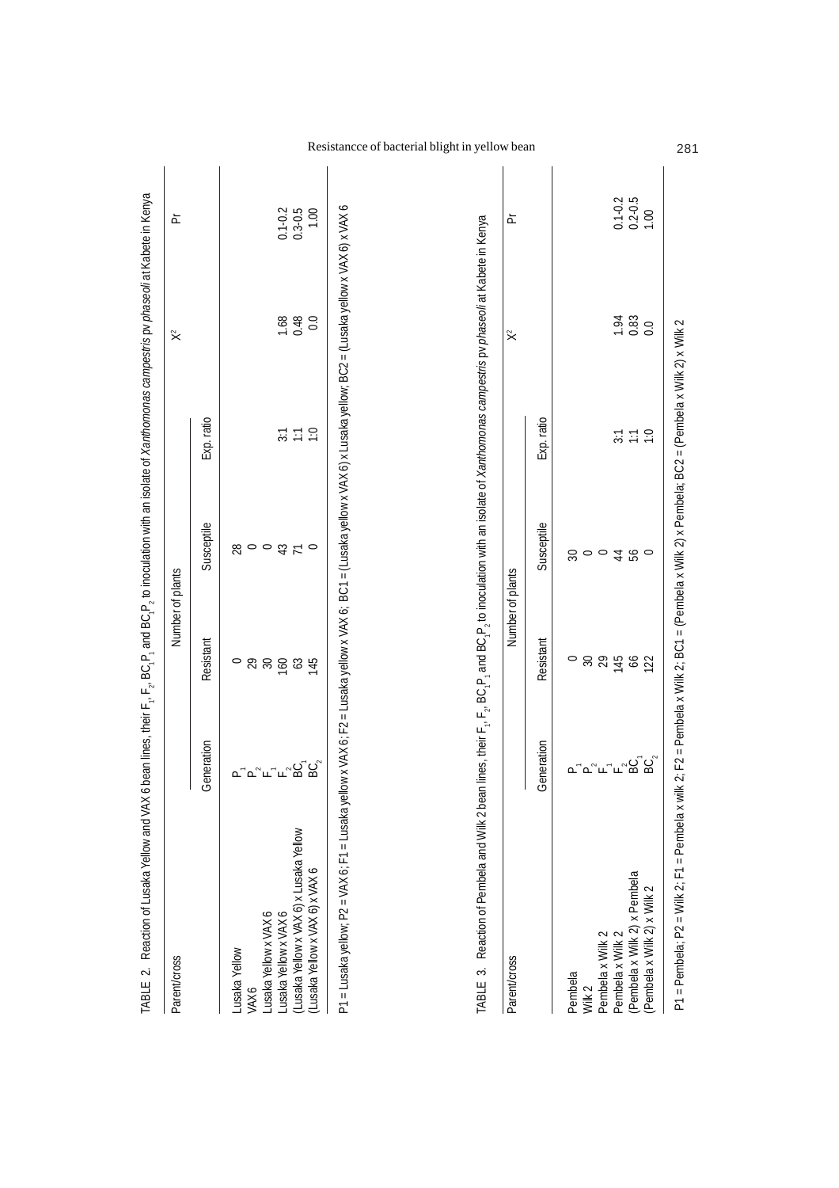TABLE 2. Reaction of Lusaka Yellow and VAX 6 bean lines, their $F_1$, $F_2$, $BC_1P_1$ and $BC_1P_2$ to inoculation with an isolate of *Xanthomonas campestris* pv *phaseoli* at Kabete in Kenya

| Parent/cross | Generation | Number of plants | | | $X^2$ | Pr |
|---|---|---|---|---|---|---|
| | | Resistant | Susceptile | Exp. ratio | | |
| Lusaka Yellow | $P_1$ | 0 | 28 | | | |
| VAX 6 | $P_2$ | 29 | 0 | | | |
| Lusaka Yellow x VAX 6 | $F_1$ | 30 | 0 | | | |
| Lusaka Yellow x VAX 6 | $F_2$ | 160 | 43 | 3:1 | 1.68 | 0.1-0.2 |
| (Lusaka Yellow x VAX 6) x Lusaka Yellow | $BC_1$ | 63 | 71 | 1:1 | 0.48 | 0.3-0.5 |
| (Lusaka Yellow x VAX 6) x VAX 6 | $BC_2$ | 145 | 0 | 1:0 | 0.0 | 1.00 |

P1 = Lusaka yellow; P2 = VAX 6; F1 = Lusaka yellow x VAX 6; F2 = Lusaka yellow x VAX 6; BC1 = (Lusaka yellow x VAX 6) x Lusaka yellow; BC2 = (Lusaka yellow x VAX 6) x VAX 6

TABLE 3. Reaction of Pembela and Wilk 2 bean lines, their $F_1$, $F_2$, $BC_1P_1$ and $BC_1P_2$ to inoculation with an isolate of *Xanthomonas campestris* pv *phaseoli* at Kabete in Kenya

| Parent/cross | Generation | Number of plants | | | $X^2$ | Pr |
|---|---|---|---|---|---|---|
| | | Resistant | Susceptile | Exp. ratio | | |
| Pembela | $P_1$ | 0 | 30 | | | |
| Wilk 2 | $P_2$ | 30 | 0 | | | |
| Pembela x Wilk 2 | $F_1$ | 29 | 0 | | | |
| Pembela x Wilk 2 | $F_2$ | 145 | 44 | 3:1 | 1.94 | 0.1-0.2 |
| (Pembela x Wilk 2) x Pembela | $BC_1$ | 66 | 56 | 1:1 | 0.83 | 0.2-0.5 |
| (Pembela x Wilk 2) x Wilk 2 | $BC_2$ | 122 | 0 | 1:0 | 0.0 | 1.00 |

P1 = Pembela; P2 = Wilk 2; F1 = Pembela x wilk 2; F2 = Pembela x Wilk 2; BC1 = (Pembela x Wilk 2) x Pembela; BC2 = (Pembela x Wilk 2) x Wilk 2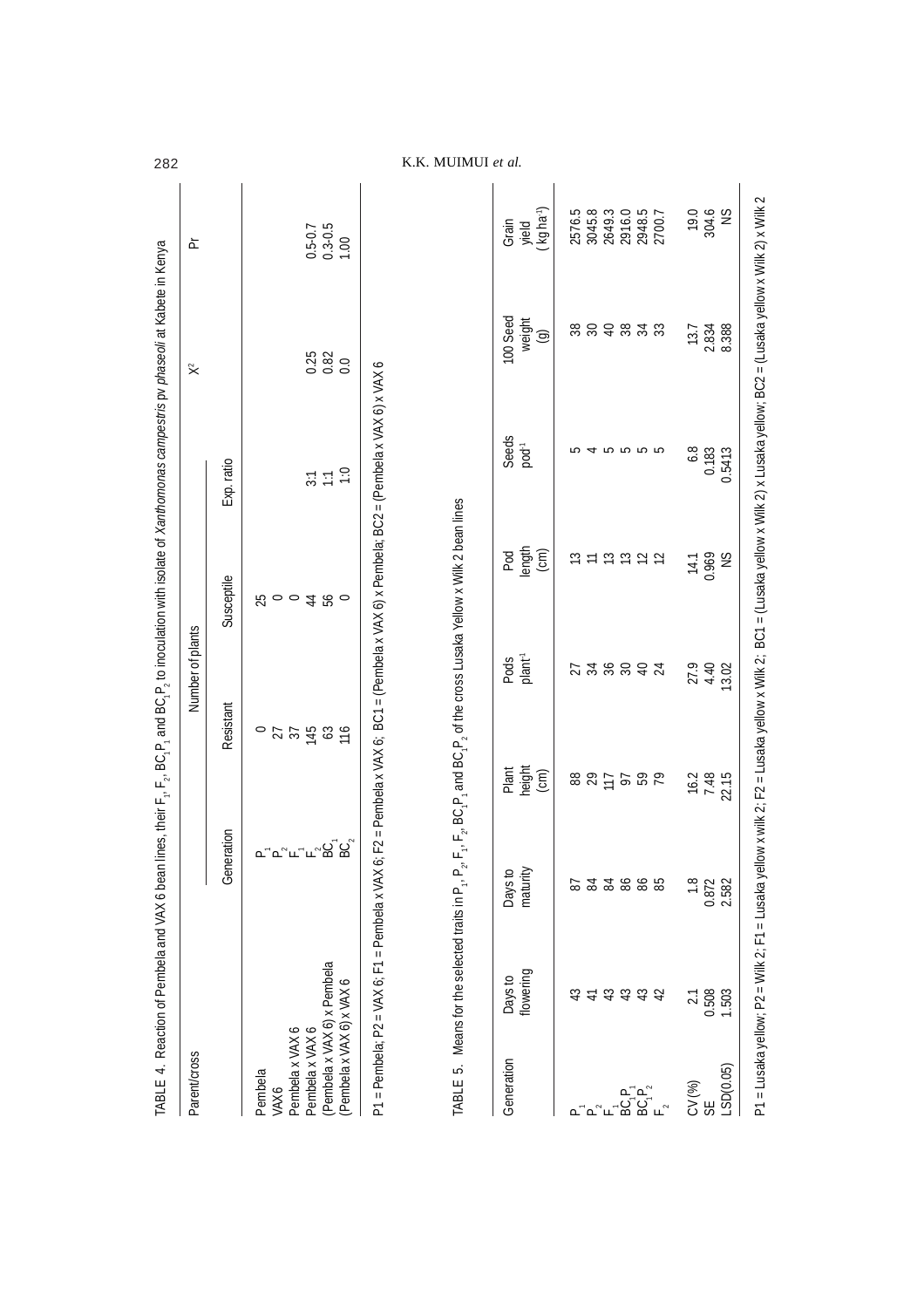TABLE 4. Reaction of Pembela and VAX 6 bean lines, their $F_1$, $F_2$, $BC_1P_1$ and $BC_1P_2$ to inoculation with isolate of *Xanthomonas campestris* pv *phaseoli* at Kabete in Kenya

| Parent/cross | Generation | Number of plants | | | $X^2$ | Pr |
|---|---|---|---|---|---|---|
| | | Resistant | Susceptile | Exp. ratio | | |
| Pembela | $P_1$ | 0 | 25 | | | |
| VAX6 | $P_2$ | 27 | 0 | | | |
| Pembela x VAX 6 | $F_1$ | 37 | 0 | | | |
| Pembela x VAX 6 | $F_2$ | 145 | 44 | 3:1 | 0.25 | 0.5-0.7 |
| (Pembela x VAX 6) x Pembela | $BC_1$ | 63 | 56 | 1:1 | 0.82 | 0.3-0.5 |
| (Pembela x VAX 6) x VAX 6 | $BC_2$ | 116 | 0 | 1:0 | 0.0 | 1.00 |

P1 = Pembela; P2 = VAX 6; F1 = Pembela x VAX 6; F2 = Pembela x VAX 6; BC1 = (Pembela x VAX 6) x Pembela; BC2 = (Pembela x VAX 6) x VAX 6

TABLE 5. Means for the selected traits in $P_1$, $P_2$, $F_1$, $F_2$, $BC_1P_1$ and $BC_1P_2$ of the cross Lusaka Yellow x Wilk 2 bean lines

| Generation | Days to flowering | Days to maturity | Plant height (cm) | Pods plant$^{-1}$ | Pod length (cm) | Seeds pod$^{-1}$ | 100 Seed weight (g) | Grain yield (kg ha$^{-1}$) |
|---|---|---|---|---|---|---|---|---|
| $P_1$ | 43 | 87 | 88 | 27 | 13 | 5 | 38 | 2576.5 |
| $P_2$ | 41 | 84 | 29 | 34 | 11 | 4 | 30 | 3045.8 |
| $F_1$ | 43 | 84 | 117 | 36 | 13 | 5 | 40 | 2649.3 |
| $BC_1P_1$ | 43 | 86 | 97 | 30 | 13 | 5 | 38 | 2916.0 |
| $BC_1P_2$ | 43 | 86 | 59 | 40 | 12 | 5 | 34 | 2948.5 |
| $F_2$ | 42 | 85 | 79 | 24 | 12 | 5 | 33 | 2700.7 |
| CV (%) | 2.1 | 1.8 | 16.2 | 27.9 | 14.1 | 6.8 | 13.7 | 19.0 |
| SE | 0.508 | 0.872 | 7.48 | 4.40 | 0.969 | 0.183 | 2.834 | 304.6 |
| LSD(0.05) | 1.503 | 2.582 | 22.15 | 13.02 | NS | 0.5413 | 8.388 | NS |

P1 = Lusaka yellow; P2 = Wilk 2; F1 = Lusaka yellow x wilk 2; F2 = Lusaka yellow x Wilk 2; BC1 = (Lusaka yellow x Wilk 2) x Lusaka yellow; BC2 = (Lusaka yellow x Wilk 2) x Wilk 2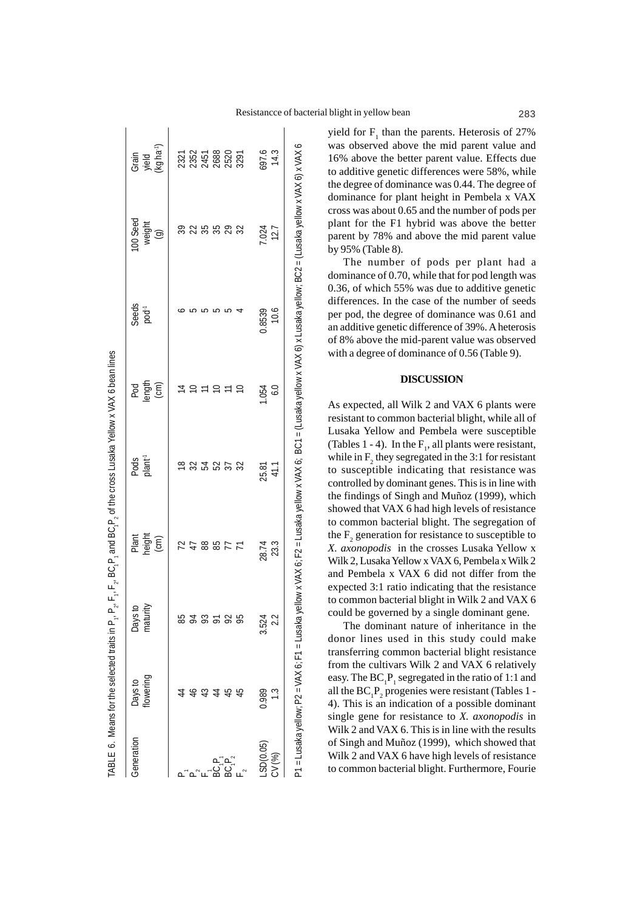TABLE 6. Means for the selected traits in $P_1$, $P_2$, $F_1$, $F_2$, $BC_1P_1$ and $BC_1P_2$ of the cross Lusaka Yellow x VAX 6 bean lines

| Generation | Days to flowering | Days to maturity | Plant height (cm) | Pods plant$^{-1}$ | Pod length (cm) | Seeds pod$^{-1}$ | 100 Seed weight (g) | Grain yield (kg ha$^{-1}$) |
|---|---|---|---|---|---|---|---|---|
| $P_1$ | 44 | 85 | 72 | 18 | 14 | 6 | 39 | 2321 |
| $P_2$ | 46 | 94 | 47 | 32 | 10 | 5 | 22 | 2352 |
| $F_1$ | 43 | 93 | 88 | 54 | 11 | 5 | 35 | 2451 |
| $BC_1P_1$ | 44 | 91 | 85 | 52 | 10 | 5 | 35 | 2688 |
| $BC_1P_2$ | 45 | 92 | 77 | 37 | 11 | 5 | 29 | 2520 |
| $F_2$ | 45 | 95 | 71 | 32 | 10 | 4 | 32 | 3291 |
| LSD(0.05) | 0.989 | 3.524 | 28.74 | 25.81 | 1.054 | 0.8539 | 7.024 | 697.6 |
| CV (%) | 1.3 | 2.2 | 23.3 | 41.1 | 6.0 | 10.6 | 12.7 | 14.3 |

P1 = Lusaka yellow; P2 = VAX 6; F1 = Lusaka yellow x VAX 6; F2 = Lusaka yellow x VAX 6; BC1 = (Lusaka yellow x VAX 6) x Lusaka yellow; BC2 = (Lusaka yellow x VAX 6) x VAX 6

yield for $F_1$ than the parents. Heterosis of 27% was observed above the mid parent value and 16% above the better parent value. Effects due to additive genetic differences were 58%, while the degree of dominance was 0.44. The degree of dominance for plant height in Pembela x VAX cross was about 0.65 and the number of pods per plant for the F1 hybrid was above the better parent by 78% and above the mid parent value by 95% (Table 8).

The number of pods per plant had a dominance of 0.70, while that for pod length was 0.36, of which 55% was due to additive genetic differences. In the case of the number of seeds per pod, the degree of dominance was 0.61 and an additive genetic difference of 39%. A heterosis of 8% above the mid-parent value was observed with a degree of dominance of 0.56 (Table 9).

## DISCUSSION

As expected, all Wilk 2 and VAX 6 plants were resistant to common bacterial blight, while all of Lusaka Yellow and Pembela were susceptible (Tables 1 - 4). In the $F_1$, all plants were resistant, while in $F_2$ they segregated in the 3:1 for resistant to susceptible indicating that resistance was controlled by dominant genes. This is in line with the findings of Singh and Muñoz (1999), which showed that VAX 6 had high levels of resistance to common bacterial blight. The segregation of the $F_2$ generation for resistance to susceptible to *X. axonopodis* in the crosses Lusaka Yellow x Wilk 2, Lusaka Yellow x VAX 6, Pembela x Wilk 2 and Pembela x VAX 6 did not differ from the expected 3:1 ratio indicating that the resistance to common bacterial blight in Wilk 2 and VAX 6 could be governed by a single dominant gene.

The dominant nature of inheritance in the donor lines used in this study could make transferring common bacterial blight resistance from the cultivars Wilk 2 and VAX 6 relatively easy. The $BC_1P_1$ segregated in the ratio of 1:1 and all the $BC_1P_2$ progenies were resistant (Tables 1 - 4). This is an indication of a possible dominant single gene for resistance to *X. axonopodis* in Wilk 2 and VAX 6. This is in line with the results of Singh and Muñoz (1999), which showed that Wilk 2 and VAX 6 have high levels of resistance to common bacterial blight. Furthermore, Fourie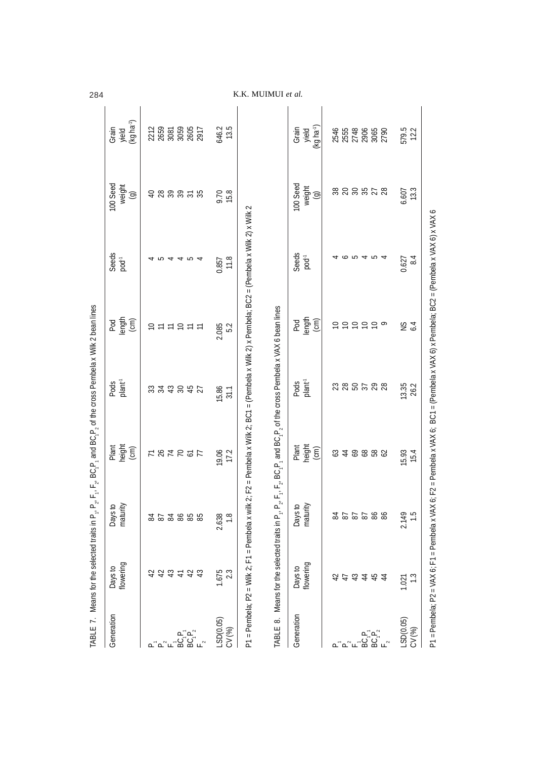TABLE 7. Means for the selected traits in $P_1$, $P_2$, $F_1$, $F_2$, $BC_1P_1$ and $BC_1P_2$ of the cross Pembela x Wilk 2 bean lines

| Generation | Days to flowering | Days to maturity | Plant height (cm) | Pods plant$^{-1}$ | Pod length (cm) | Seeds pod$^{-1}$ | 100 Seed weight (g) | Grain yield (kg ha$^{-1}$) |
|---|---|---|---|---|---|---|---|---|
| $P_1$ | 42 | 84 | 71 | 33 | 10 | 4 | 40 | 2212 |
| $P_2$ | 42 | 87 | 26 | 34 | 11 | 5 | 28 | 2659 |
| $F_1$ | 43 | 84 | 74 | 43 | 11 | 4 | 39 | 3081 |
| $BC_1P_1$ | 41 | 86 | 70 | 30 | 10 | 4 | 39 | 3059 |
| $BC_1P_2$ | 42 | 85 | 61 | 45 | 11 | 5 | 31 | 2605 |
| $F_2$ | 43 | 85 | 77 | 27 | 11 | 4 | 35 | 2917 |
| LSD(0.05) | 1.675 | 2.638 | 19.06 | 15.86 | 2.085 | 0.857 | 9.70 | 646.2 |
| CV (%) | 2.3 | 1.8 | 17.2 | 31.1 | 5.2 | 11.8 | 15.8 | 13.5 |

P1 = Pembela; P2 = Wilk 2; F1 = Pembela x wilk 2; F2 = Pembela x Wilk 2; BC1 = (Pembela x Wilk 2) x Pembela; BC2 = (Pembela x Wilk 2) x Wilk 2

TABLE 8. Means for the selected traits in $P_1$, $P_2$, $F_1$, $F_2$, $BC_1P_1$ and $BC_1P_2$ of the cross Pembela x VAX 6 bean lines

| Generation | Days to flowering | Days to maturity | Plant height (cm) | Pods plant$^{-1}$ | Pod length (cm) | Seeds pod$^{-1}$ | 100 Seed weight (g) | Grain yield (kg ha$^{-1}$) |
|---|---|---|---|---|---|---|---|---|
| $P_1$ | 42 | 84 | 63 | 23 | 10 | 4 | 38 | 2546 |
| $P_2$ | 47 | 87 | 44 | 28 | 10 | 6 | 20 | 2555 |
| $F_1$ | 43 | 87 | 69 | 50 | 10 | 5 | 30 | 2748 |
| $BC_1P_1$ | 44 | 87 | 68 | 37 | 10 | 4 | 35 | 2906 |
| $BC_1P_2$ | 45 | 86 | 58 | 29 | 10 | 5 | 27 | 3065 |
| $F_2$ | 44 | 86 | 62 | 28 | 9 | 4 | 28 | 2790 |
| LSD(0.05) | 1.021 | 2.149 | 15.93 | 13.35 | NS | 0.627 | 6.607 | 579.5 |
| CV (%) | 1.3 | 1.5 | 15.4 | 26.2 | 6.4 | 8.4 | 13.3 | 12.2 |

P1 = Pembela; P2 = VAX 6; F1 = Pembela x VAX 6; F2 = Pembela x VAX 6; BC1 = (Pembela x VAX 6) x Pembela; BC2 = (Pembela x VAX 6) x VAX 6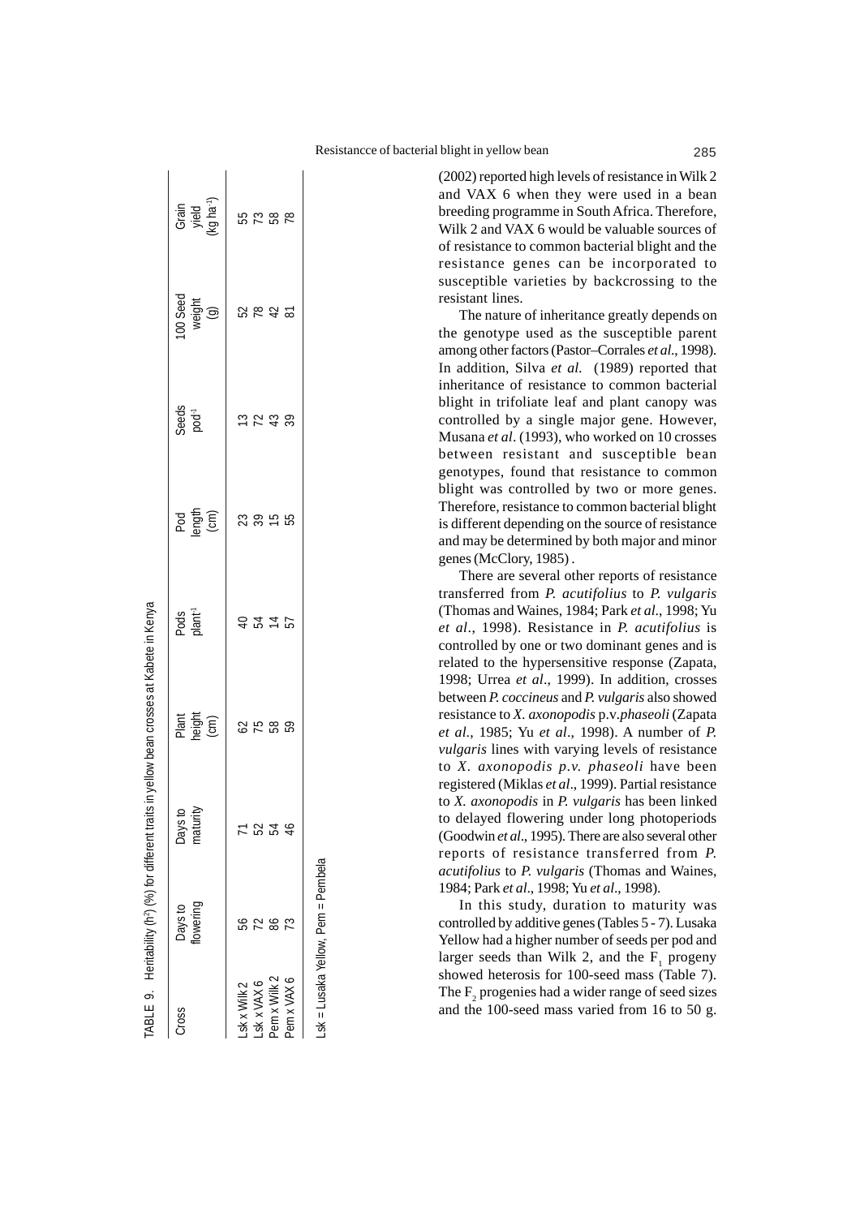TABLE 9. Heritability ($h^2$) (%) for different traits in yellow bean crosses at Kabete in Kenya

| Cross | Days to flowering | Days to maturity | Plant height (cm) | Pods plant$^{-1}$ | Pod length (cm) | Seeds pod$^{-1}$ | 100 Seed weight (g) | Grain yield (kg ha$^{-1}$) |
|---|---|---|---|---|---|---|---|---|
| Lsk x Wilk 2 | 56 | 71 | 62 | 40 | 23 | 13 | 52 | 55 |
| Lsk x VAX 6 | 72 | 52 | 75 | 54 | 39 | 72 | 78 | 73 |
| Pem x Wilk 2 | 86 | 54 | 58 | 14 | 15 | 43 | 42 | 58 |
| Pem x VAX 6 | 73 | 46 | 59 | 57 | 55 | 39 | 81 | 78 |

Lsk = Lusaka Yellow, Pem = Pembela

(2002) reported high levels of resistance in Wilk 2 and VAX 6 when they were used in a bean breeding programme in South Africa. Therefore, Wilk 2 and VAX 6 would be valuable sources of of resistance to common bacterial blight and the resistance genes can be incorporated to susceptible varieties by backcrossing to the resistant lines.

The nature of inheritance greatly depends on the genotype used as the susceptible parent among other factors (Pastor–Corrales *et al*., 1998). In addition, Silva *et al.* (1989) reported that inheritance of resistance to common bacterial blight in trifoliate leaf and plant canopy was controlled by a single major gene. However, Musana *et al*. (1993), who worked on 10 crosses between resistant and susceptible bean genotypes, found that resistance to common blight was controlled by two or more genes. Therefore, resistance to common bacterial blight is different depending on the source of resistance and may be determined by both major and minor genes (McClory, 1985) .

There are several other reports of resistance transferred from *P. acutifolius* to *P. vulgaris* (Thomas and Waines, 1984; Park *et al*., 1998; Yu *et al*., 1998). Resistance in *P. acutifolius* is controlled by one or two dominant genes and is related to the hypersensitive response (Zapata, 1998; Urrea *et al*., 1999). In addition, crosses between *P. coccineus* and *P. vulgaris* also showed resistance to *X. axonopodis* p.v.*phaseoli* (Zapata *et al*., 1985; Yu *et al*., 1998). A number of *P. vulgaris* lines with varying levels of resistance to *X. axonopodis p.v. phaseoli* have been registered (Miklas *et al*., 1999). Partial resistance to *X. axonopodis* in *P. vulgaris* has been linked to delayed flowering under long photoperiods (Goodwin *et al*., 1995). There are also several other reports of resistance transferred from *P. acutifolius* to *P. vulgaris* (Thomas and Waines, 1984; Park *et al*., 1998; Yu *et al*., 1998).

In this study, duration to maturity was controlled by additive genes (Tables 5 - 7). Lusaka Yellow had a higher number of seeds per pod and larger seeds than Wilk 2, and the $F_1$ progeny showed heterosis for 100-seed mass (Table 7). The $F_2$ progenies had a wider range of seed sizes and the 100-seed mass varied from 16 to 50 g.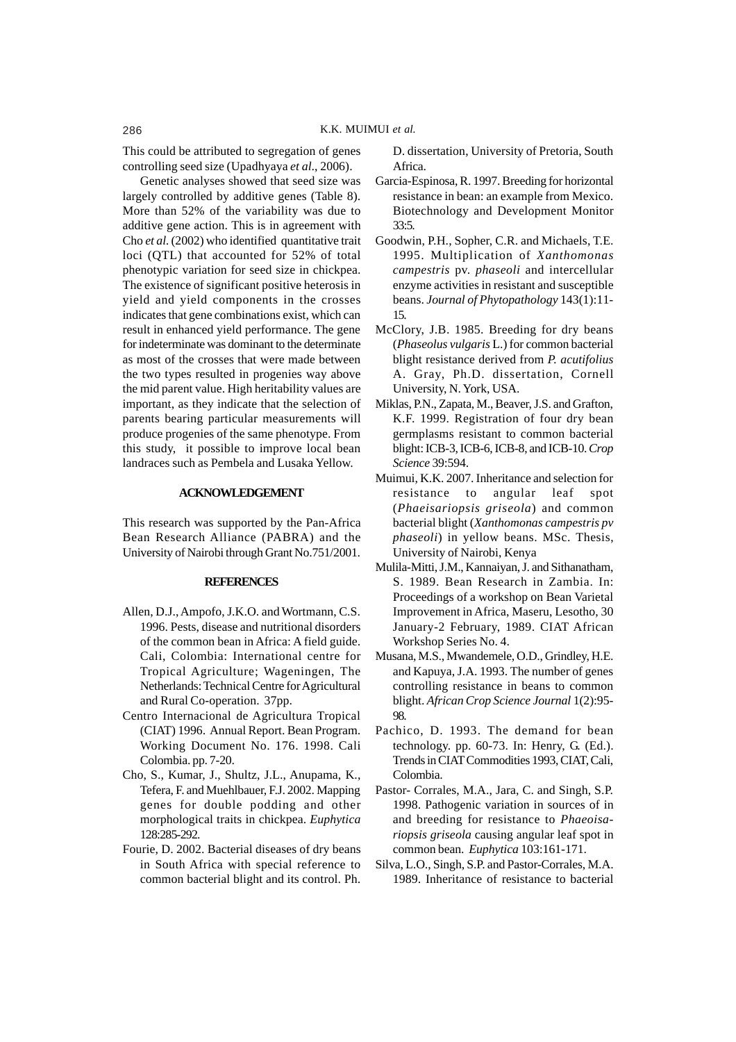This could be attributed to segregation of genes controlling seed size (Upadhyaya *et al*., 2006).

Genetic analyses showed that seed size was largely controlled by additive genes (Table 8). More than 52% of the variability was due to additive gene action. This is in agreement with Cho *et al.* (2002) who identified quantitative trait loci (QTL) that accounted for 52% of total phenotypic variation for seed size in chickpea. The existence of significant positive heterosis in yield and yield components in the crosses indicates that gene combinations exist, which can result in enhanced yield performance. The gene for indeterminate was dominant to the determinate as most of the crosses that were made between the two types resulted in progenies way above the mid parent value. High heritability values are important, as they indicate that the selection of parents bearing particular measurements will produce progenies of the same phenotype. From this study, it possible to improve local bean landraces such as Pembela and Lusaka Yellow.

## ACKNOWLEDGEMENT

This research was supported by the Pan-Africa Bean Research Alliance (PABRA) and the University of Nairobi through Grant No.751/2001.

## REFERENCES

Allen, D.J., Ampofo, J.K.O. and Wortmann, C.S. 1996. Pests, disease and nutritional disorders of the common bean in Africa: A field guide. Cali, Colombia: International centre for Tropical Agriculture; Wageningen, The Netherlands: Technical Centre for Agricultural and Rural Co-operation. 37pp.

Centro Internacional de Agricultura Tropical (CIAT) 1996. Annual Report. Bean Program. Working Document No. 176. 1998. Cali Colombia. pp. 7-20.

Cho, S., Kumar, J., Shultz, J.L., Anupama, K., Tefera, F. and Muehlbauer, F.J. 2002. Mapping genes for double podding and other morphological traits in chickpea. *Euphytica* 128:285-292.

Fourie, D. 2002. Bacterial diseases of dry beans in South Africa with special reference to common bacterial blight and its control. Ph. D. dissertation, University of Pretoria, South Africa.

Garcia-Espinosa, R. 1997. Breeding for horizontal resistance in bean: an example from Mexico. Biotechnology and Development Monitor 33:5.

Goodwin, P.H., Sopher, C.R. and Michaels, T.E. 1995. Multiplication of *Xanthomonas campestris* pv. *phaseoli* and intercellular enzyme activities in resistant and susceptible beans. *Journal of Phytopathology* 143(1):11-15.

McClory, J.B. 1985. Breeding for dry beans (*Phaseolus vulgaris* L.) for common bacterial blight resistance derived from *P. acutifolius* A. Gray, Ph.D. dissertation, Cornell University, N. York, USA.

Miklas, P.N., Zapata, M., Beaver, J.S. and Grafton, K.F. 1999. Registration of four dry bean germplasms resistant to common bacterial blight: ICB-3, ICB-6, ICB-8, and ICB-10. *Crop Science* 39:594.

Muimui, K.K. 2007. Inheritance and selection for resistance to angular leaf spot (*Phaeisariopsis griseola*) and common bacterial blight (*Xanthomonas campestris pv phaseoli*) in yellow beans. MSc. Thesis, University of Nairobi, Kenya

Mulila-Mitti, J.M., Kannaiyan, J. and Sithanatham, S. 1989. Bean Research in Zambia. In: Proceedings of a workshop on Bean Varietal Improvement in Africa, Maseru, Lesotho, 30 January-2 February, 1989. CIAT African Workshop Series No. 4.

Musana, M.S., Mwandemele, O.D., Grindley, H.E. and Kapuya, J.A. 1993. The number of genes controlling resistance in beans to common blight. *African Crop Science Journal* 1(2):95-98.

Pachico, D. 1993. The demand for bean technology. pp. 60-73. In: Henry, G. (Ed.). Trends in CIAT Commodities 1993, CIAT, Cali, Colombia.

Pastor- Corrales, M.A., Jara, C. and Singh, S.P. 1998. Pathogenic variation in sources of in and breeding for resistance to *Phaeoisa-riopsis griseola* causing angular leaf spot in common bean. *Euphytica* 103:161-171.

Silva, L.O., Singh, S.P. and Pastor-Corrales, M.A. 1989. Inheritance of resistance to bacterial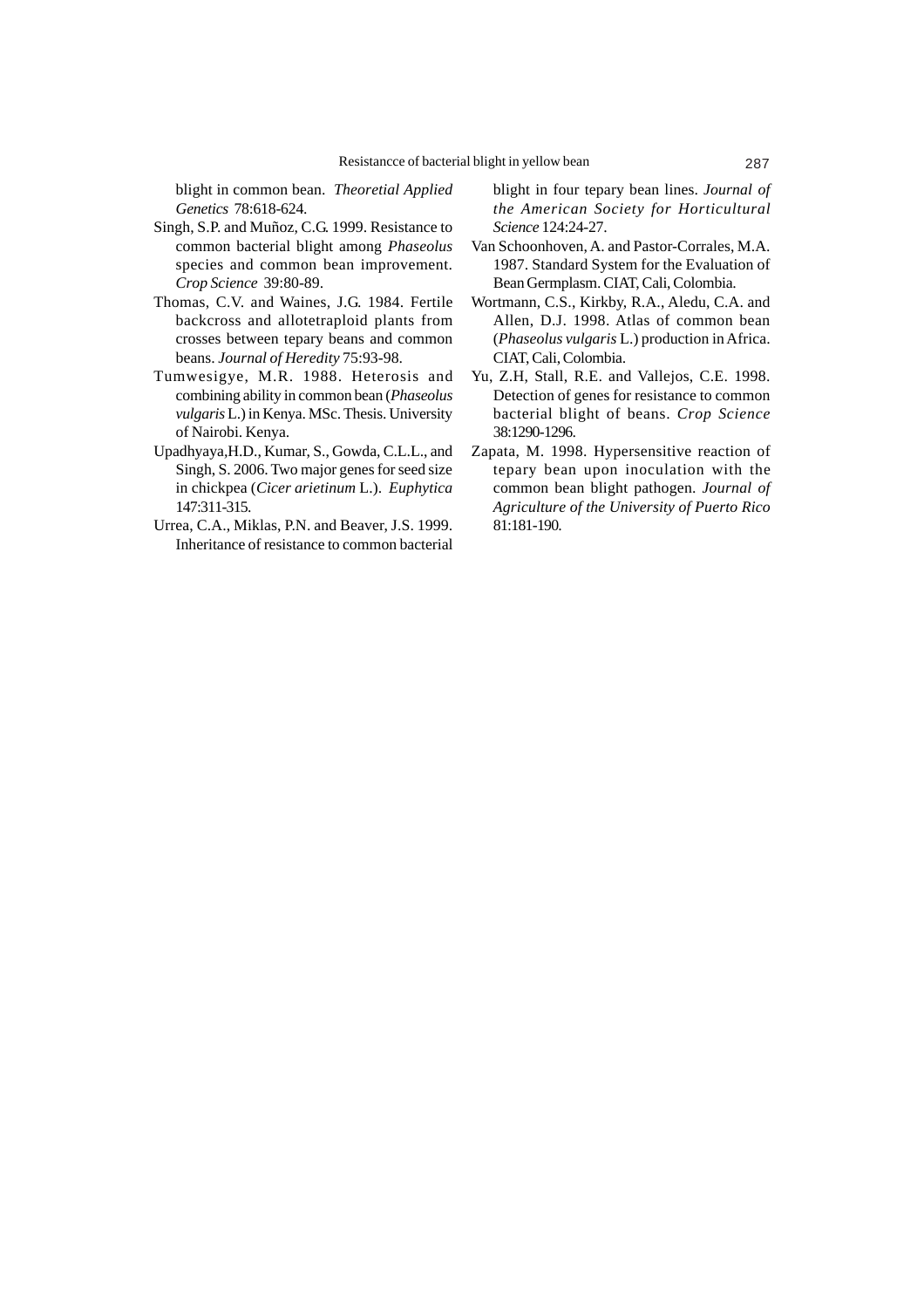blight in common bean. *Theoretial Applied Genetics* 78:618-624.

Singh, S.P. and Muñoz, C.G. 1999. Resistance to common bacterial blight among *Phaseolus* species and common bean improvement. *Crop Science* 39:80-89.

Thomas, C.V. and Waines, J.G. 1984. Fertile backcross and allotetraploid plants from crosses between tepary beans and common beans. *Journal of Heredity* 75:93-98.

Tumwesigye, M.R. 1988. Heterosis and combining ability in common bean (*Phaseolus vulgaris* L.) in Kenya. MSc. Thesis. University of Nairobi. Kenya.

Upadhyaya,H.D., Kumar, S., Gowda, C.L.L., and Singh, S. 2006. Two major genes for seed size in chickpea (*Cicer arietinum* L.). *Euphytica* 147:311-315.

Urrea, C.A., Miklas, P.N. and Beaver, J.S. 1999. Inheritance of resistance to common bacterial blight in four tepary bean lines. *Journal of the American Society for Horticultural Science* 124:24-27.

Van Schoonhoven, A. and Pastor-Corrales, M.A. 1987. Standard System for the Evaluation of Bean Germplasm. CIAT, Cali, Colombia.

Wortmann, C.S., Kirkby, R.A., Aledu, C.A. and Allen, D.J. 1998. Atlas of common bean (*Phaseolus vulgaris* L.) production in Africa. CIAT, Cali, Colombia.

Yu, Z.H, Stall, R.E. and Vallejos, C.E. 1998. Detection of genes for resistance to common bacterial blight of beans. *Crop Science* 38:1290-1296.

Zapata, M. 1998. Hypersensitive reaction of tepary bean upon inoculation with the common bean blight pathogen. *Journal of Agriculture of the University of Puerto Rico* 81:181-190.